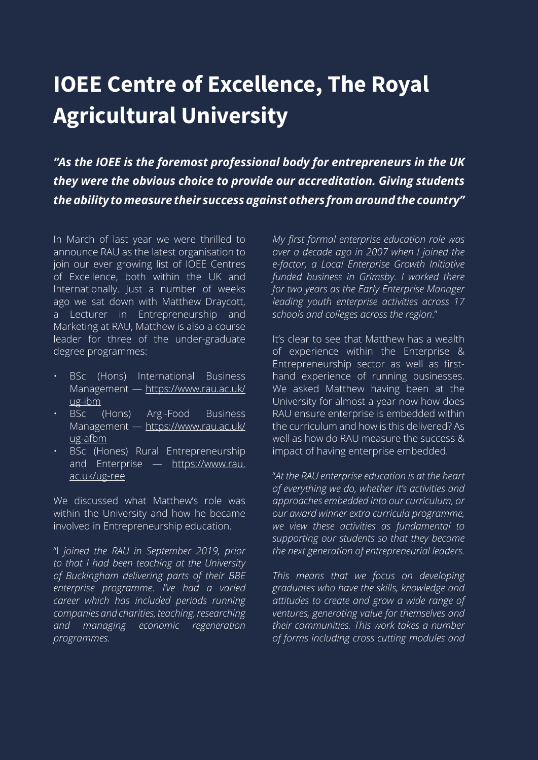# IOEE Centre of Excellence, The Royal Agricultural University

***"As the IOEE is the foremost professional body for entrepreneurs in the UK they were the obvious choice to provide our accreditation. Giving students the ability to measure their success against others from around the country"***

In March of last year we were thrilled to announce RAU as the latest organisation to join our ever growing list of IOEE Centres of Excellence, both within the UK and Internationally. Just a number of weeks ago we sat down with Matthew Draycott, a Lecturer in Entrepreneurship and Marketing at RAU, Matthew is also a course leader for three of the under-graduate degree programmes:

- BSc (Hons) International Business Management — https://www.rau.ac.uk/ug-ibm
- BSc (Hons) Argi-Food Business Management — https://www.rau.ac.uk/ug-afbm
- BSc (Hones) Rural Entrepreneurship and Enterprise — https://www.rau.ac.uk/ug-ree

We discussed what Matthew's role was within the University and how he became involved in Entrepreneurship education.

"I *joined the RAU in September 2019, prior to that I had been teaching at the University of Buckingham delivering parts of their BBE enterprise programme. I've had a varied career which has included periods running companies and charities, teaching, researching and managing economic regeneration programmes.*

*My first formal enterprise education role was over a decade ago in 2007 when I joined the e-factor, a Local Enterprise Growth Initiative funded business in Grimsby. I worked there for two years as the Early Enterprise Manager leading youth enterprise activities across 17 schools and colleges across the region.*"

It's clear to see that Matthew has a wealth of experience within the Enterprise & Entrepreneurship sector as well as first-hand experience of running businesses. We asked Matthew having been at the University for almost a year now how does RAU ensure enterprise is embedded within the curriculum and how is this delivered? As well as how do RAU measure the success & impact of having enterprise embedded.

"*At the RAU enterprise education is at the heart of everything we do, whether it's activities and approaches embedded into our curriculum, or our award winner extra curricula programme, we view these activities as fundamental to supporting our students so that they become the next generation of entrepreneurial leaders.*

*This means that we focus on developing graduates who have the skills, knowledge and attitudes to create and grow a wide range of ventures, generating value for themselves and their communities. This work takes a number of forms including cross cutting modules and*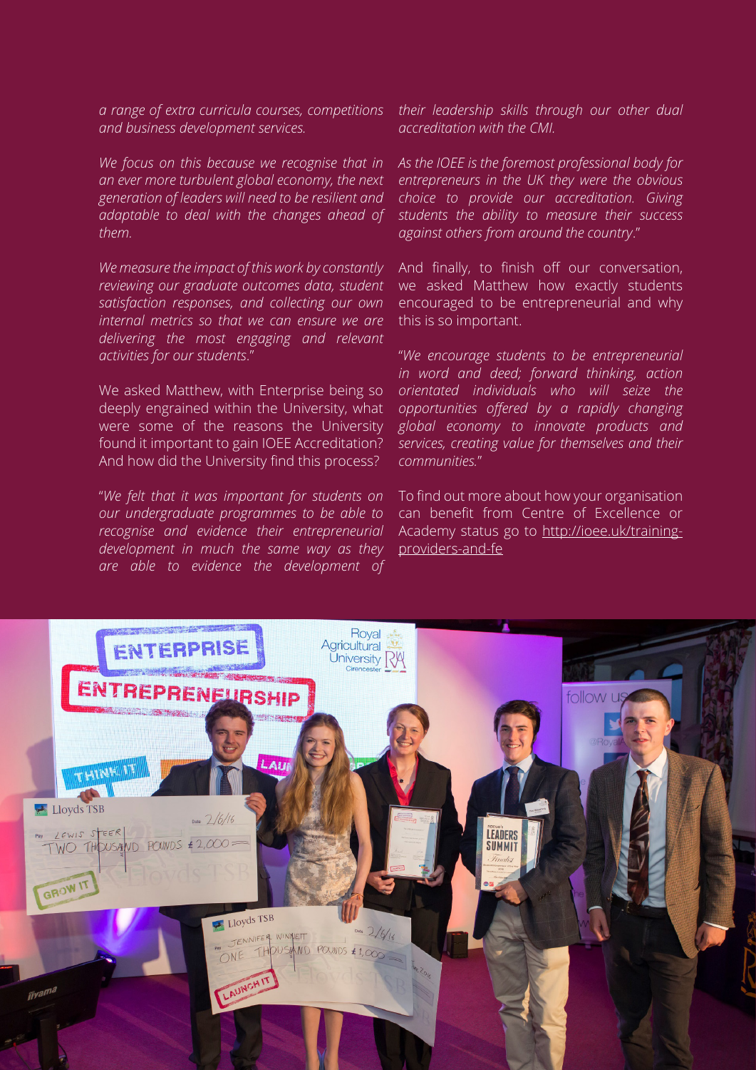*a range of extra curricula courses, competitions and business development services.*

*We focus on this because we recognise that in an ever more turbulent global economy, the next generation of leaders will need to be resilient and adaptable to deal with the changes ahead of them.*

*We measure the impact of this work by constantly reviewing our graduate outcomes data, student satisfaction responses, and collecting our own internal metrics so that we can ensure we are delivering the most engaging and relevant activities for our students."*

We asked Matthew, with Enterprise being so deeply engrained within the University, what were some of the reasons the University found it important to gain IOEE Accreditation? And how did the University find this process?

*"We felt that it was important for students on our undergraduate programmes to be able to recognise and evidence their entrepreneurial development in much the same way as they are able to evidence the development of their leadership skills through our other dual accreditation with the CMI.*

*As the IOEE is the foremost professional body for entrepreneurs in the UK they were the obvious choice to provide our accreditation. Giving students the ability to measure their success against others from around the country."*

And finally, to finish off our conversation, we asked Matthew how exactly students encouraged to be entrepreneurial and why this is so important.

*"We encourage students to be entrepreneurial in word and deed; forward thinking, action orientated individuals who will seize the opportunities offered by a rapidly changing global economy to innovate products and services, creating value for themselves and their communities."*

To find out more about how your organisation can benefit from Centre of Excellence or Academy status go to [http://ioee.uk/training-providers-and-fe](http://ioee.uk/training-providers-and-fe)